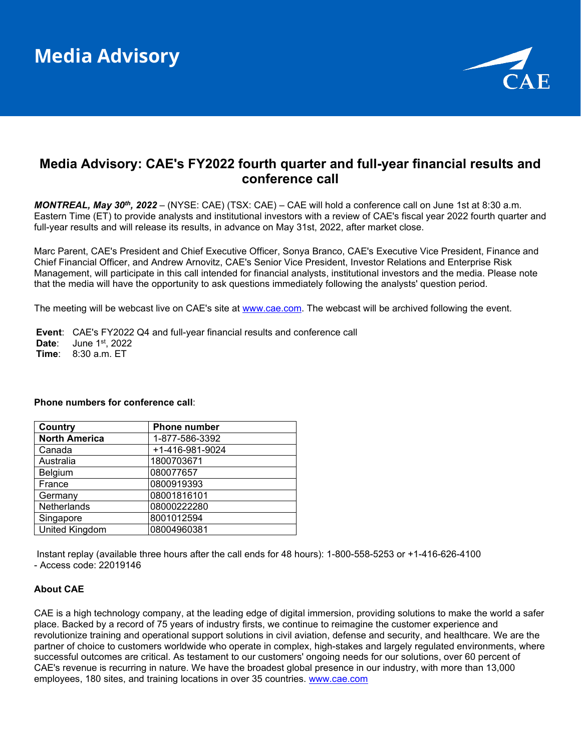# Media Advisory

## Media Advisory: CAE's FY2022 fourth quarter and full-year financial results and conference call

***MONTREAL, May 30th, 2022*** – (NYSE: CAE) (TSX: CAE) – CAE will hold a conference call on June 1st at 8:30 a.m. Eastern Time (ET) to provide analysts and institutional investors with a review of CAE's fiscal year 2022 fourth quarter and full-year results and will release its results, in advance on May 31st, 2022, after market close.

Marc Parent, CAE's President and Chief Executive Officer, Sonya Branco, CAE's Executive Vice President, Finance and Chief Financial Officer, and Andrew Arnovitz, CAE's Senior Vice President, Investor Relations and Enterprise Risk Management, will participate in this call intended for financial analysts, institutional investors and the media. Please note that the media will have the opportunity to ask questions immediately following the analysts' question period.

The meeting will be webcast live on CAE's site at www.cae.com. The webcast will be archived following the event.

**Event**: CAE's FY2022 Q4 and full-year financial results and conference call
**Date**: June 1st, 2022
**Time**: 8:30 a.m. ET

**Phone numbers for conference call**:

| Country | Phone number |
|---|---|
| **North America** | 1-877-586-3392 |
| Canada | +1-416-981-9024 |
| Australia | 1800703671 |
| Belgium | 080077657 |
| France | 0800919393 |
| Germany | 08001816101 |
| Netherlands | 08000222280 |
| Singapore | 8001012594 |
| United Kingdom | 08004960381 |

Instant replay (available three hours after the call ends for 48 hours): 1-800-558-5253 or +1-416-626-4100
- Access code: 22019146

**About CAE**

CAE is a high technology company, at the leading edge of digital immersion, providing solutions to make the world a safer place. Backed by a record of 75 years of industry firsts, we continue to reimagine the customer experience and revolutionize training and operational support solutions in civil aviation, defense and security, and healthcare. We are the partner of choice to customers worldwide who operate in complex, high-stakes and largely regulated environments, where successful outcomes are critical. As testament to our customers' ongoing needs for our solutions, over 60 percent of CAE's revenue is recurring in nature. We have the broadest global presence in our industry, with more than 13,000 employees, 180 sites, and training locations in over 35 countries. www.cae.com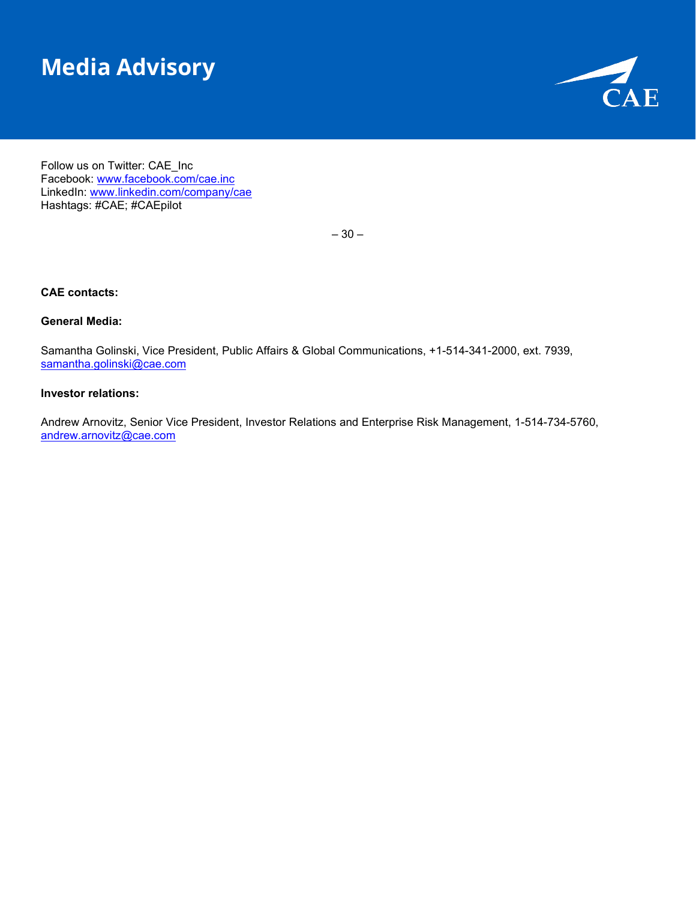# Media Advisory

Follow us on Twitter: CAE_Inc
Facebook: www.facebook.com/cae.inc
LinkedIn: www.linkedin.com/company/cae
Hashtags: #CAE; #CAEpilot

– 30 –

**CAE contacts:**

**General Media:**

Samantha Golinski, Vice President, Public Affairs & Global Communications, +1-514-341-2000, ext. 7939, samantha.golinski@cae.com

**Investor relations:**

Andrew Arnovitz, Senior Vice President, Investor Relations and Enterprise Risk Management, 1-514-734-5760, andrew.arnovitz@cae.com